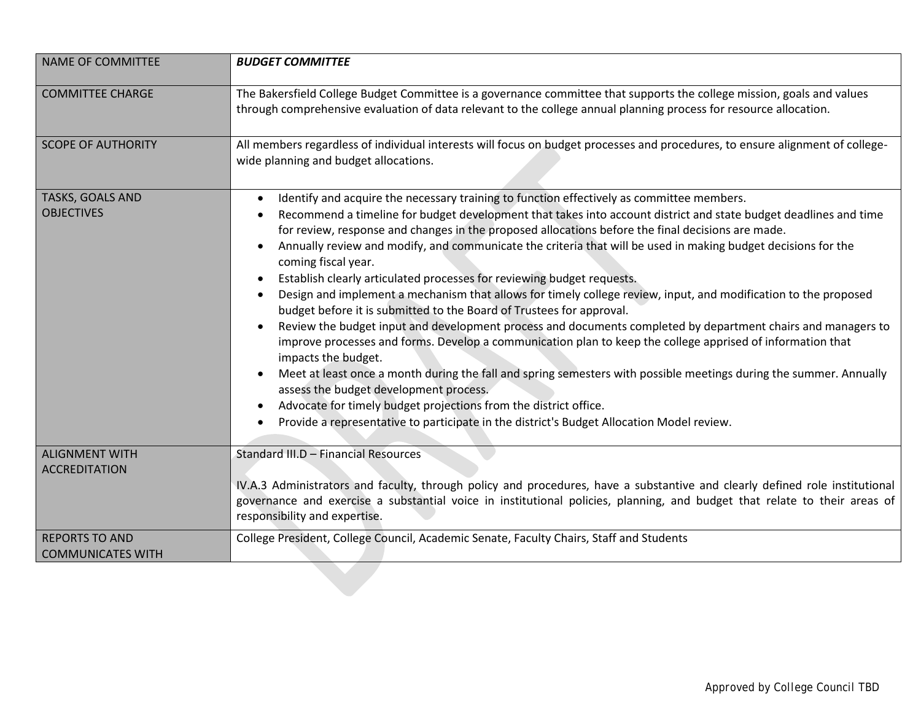| NAME OF COMMITTEE | ***BUDGET COMMITTEE*** |
|---|---|
| COMMITTEE CHARGE | The Bakersfield College Budget Committee is a governance committee that supports the college mission, goals and values through comprehensive evaluation of data relevant to the college annual planning process for resource allocation. |
| SCOPE OF AUTHORITY | All members regardless of individual interests will focus on budget processes and procedures, to ensure alignment of college-wide planning and budget allocations. |
| TASKS, GOALS AND OBJECTIVES | • Identify and acquire the necessary training to function effectively as committee members.<br>• Recommend a timeline for budget development that takes into account district and state budget deadlines and time for review, response and changes in the proposed allocations before the final decisions are made.<br>• Annually review and modify, and communicate the criteria that will be used in making budget decisions for the coming fiscal year.<br>• Establish clearly articulated processes for reviewing budget requests.<br>• Design and implement a mechanism that allows for timely college review, input, and modification to the proposed budget before it is submitted to the Board of Trustees for approval.<br>• Review the budget input and development process and documents completed by department chairs and managers to improve processes and forms. Develop a communication plan to keep the college apprised of information that impacts the budget.<br>• Meet at least once a month during the fall and spring semesters with possible meetings during the summer. Annually assess the budget development process.<br>• Advocate for timely budget projections from the district office.<br>• Provide a representative to participate in the district's Budget Allocation Model review. |
| ALIGNMENT WITH ACCREDITATION | Standard III.D – Financial Resources<br><br>IV.A.3 Administrators and faculty, through policy and procedures, have a substantive and clearly defined role institutional governance and exercise a substantial voice in institutional policies, planning, and budget that relate to their areas of responsibility and expertise. |
| REPORTS TO AND COMMUNICATES WITH | College President, College Council, Academic Senate, Faculty Chairs, Staff and Students |

Approved by College Council TBD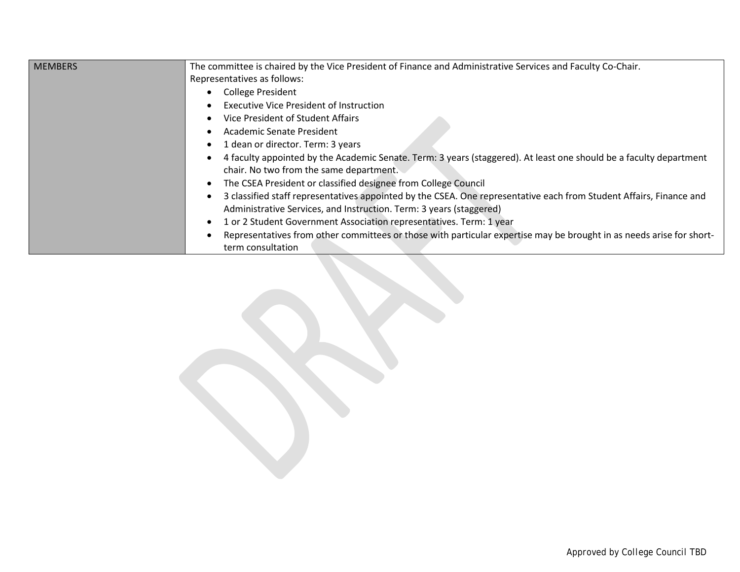| | |
|---|---|
| MEMBERS | The committee is chaired by the Vice President of Finance and Administrative Services and Faculty Co-Chair.<br>Representatives as follows:<br>• College President<br>• Executive Vice President of Instruction<br>• Vice President of Student Affairs<br>• Academic Senate President<br>• 1 dean or director. Term: 3 years<br>• 4 faculty appointed by the Academic Senate. Term: 3 years (staggered). At least one should be a faculty department chair. No two from the same department.<br>• The CSEA President or classified designee from College Council<br>• 3 classified staff representatives appointed by the CSEA. One representative each from Student Affairs, Finance and Administrative Services, and Instruction. Term: 3 years (staggered)<br>• 1 or 2 Student Government Association representatives. Term: 1 year<br>• Representatives from other committees or those with particular expertise may be brought in as needs arise for short-term consultation |

DRAFT

Approved by College Council TBD